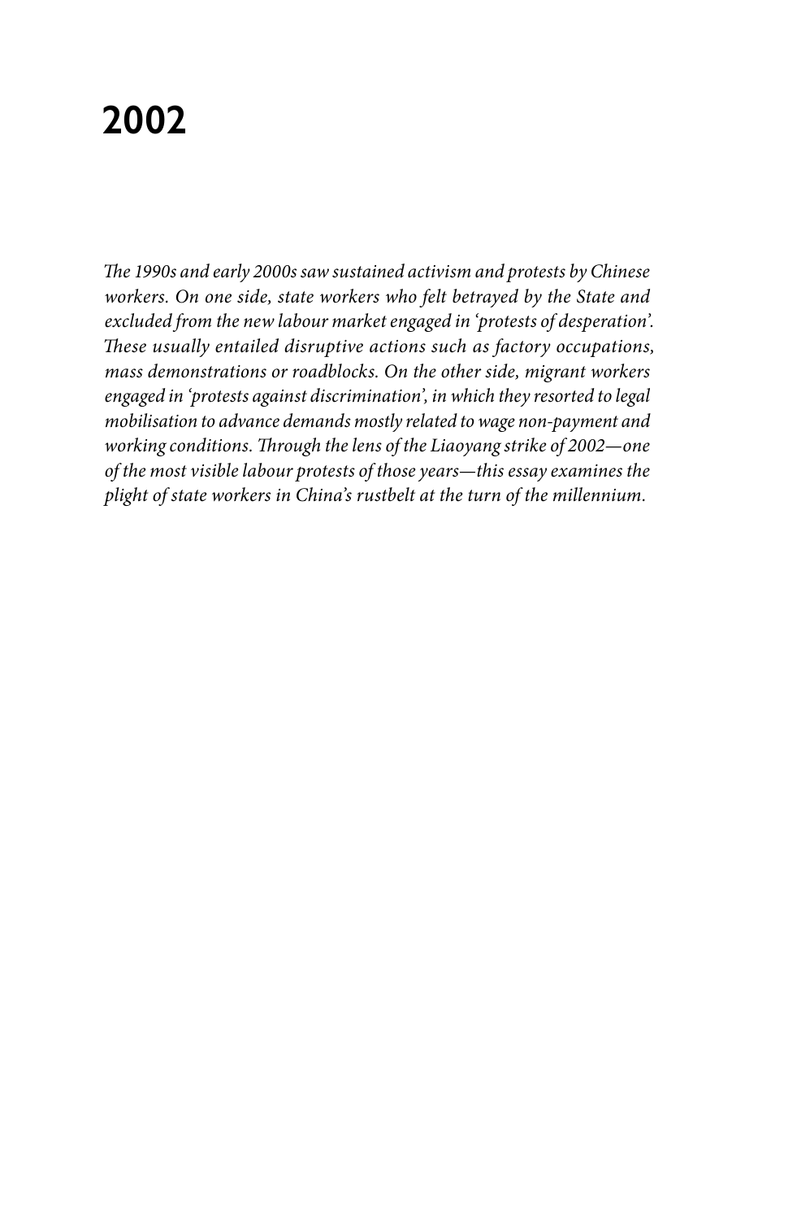# 2002

*The 1990s and early 2000s saw sustained activism and protests by Chinese workers. On one side, state workers who felt betrayed by the State and excluded from the new labour market engaged in 'protests of desperation'. These usually entailed disruptive actions such as factory occupations, mass demonstrations or roadblocks. On the other side, migrant workers engaged in 'protests against discrimination', in which they resorted to legal mobilisation to advance demands mostly related to wage non-payment and working conditions. Through the lens of the Liaoyang strike of 2002—one of the most visible labour protests of those years—this essay examines the plight of state workers in China's rustbelt at the turn of the millennium.*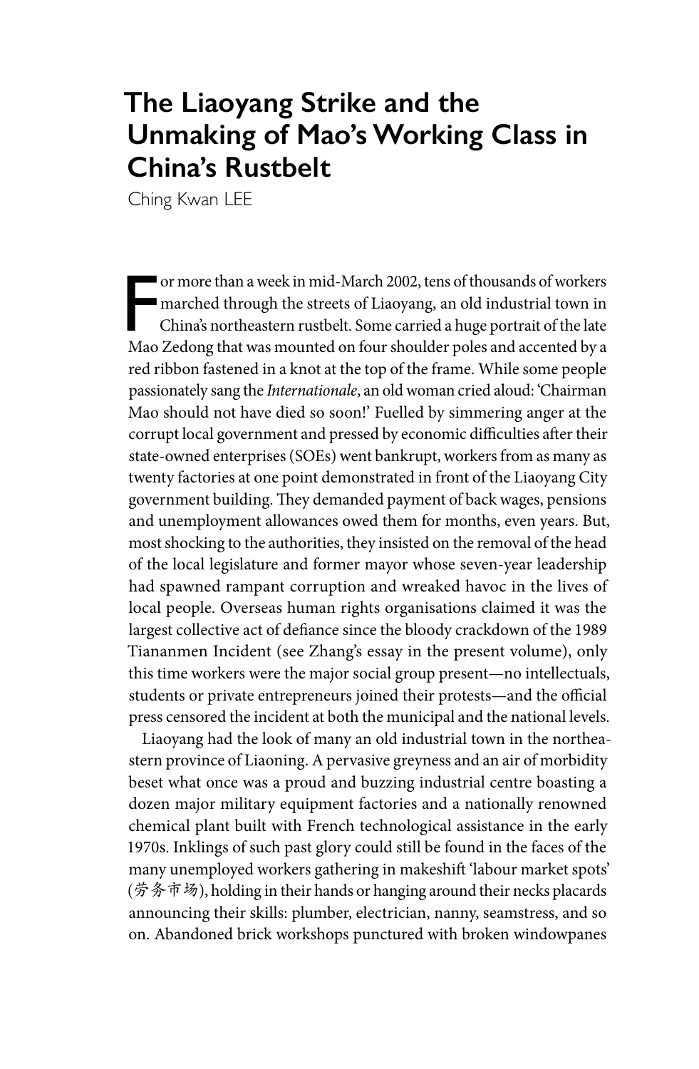# The Liaoyang Strike and the Unmaking of Mao's Working Class in China's Rustbelt

Ching Kwan LEE

For more than a week in mid-March 2002, tens of thousands of workers marched through the streets of Liaoyang, an old industrial town in China's northeastern rustbelt. Some carried a huge portrait of the late Mao Zedong that was mounted on four shoulder poles and accented by a red ribbon fastened in a knot at the top of the frame. While some people passionately sang the *Internationale*, an old woman cried aloud: 'Chairman Mao should not have died so soon!' Fuelled by simmering anger at the corrupt local government and pressed by economic difficulties after their state-owned enterprises (SOEs) went bankrupt, workers from as many as twenty factories at one point demonstrated in front of the Liaoyang City government building. They demanded payment of back wages, pensions and unemployment allowances owed them for months, even years. But, most shocking to the authorities, they insisted on the removal of the head of the local legislature and former mayor whose seven-year leadership had spawned rampant corruption and wreaked havoc in the lives of local people. Overseas human rights organisations claimed it was the largest collective act of defiance since the bloody crackdown of the 1989 Tiananmen Incident (see Zhang's essay in the present volume), only this time workers were the major social group present—no intellectuals, students or private entrepreneurs joined their protests—and the official press censored the incident at both the municipal and the national levels.

Liaoyang had the look of many an old industrial town in the northeastern province of Liaoning. A pervasive greyness and an air of morbidity beset what once was a proud and buzzing industrial centre boasting a dozen major military equipment factories and a nationally renowned chemical plant built with French technological assistance in the early 1970s. Inklings of such past glory could still be found in the faces of the many unemployed workers gathering in makeshift 'labour market spots' (劳务市场), holding in their hands or hanging around their necks placards announcing their skills: plumber, electrician, nanny, seamstress, and so on. Abandoned brick workshops punctured with broken windowpanes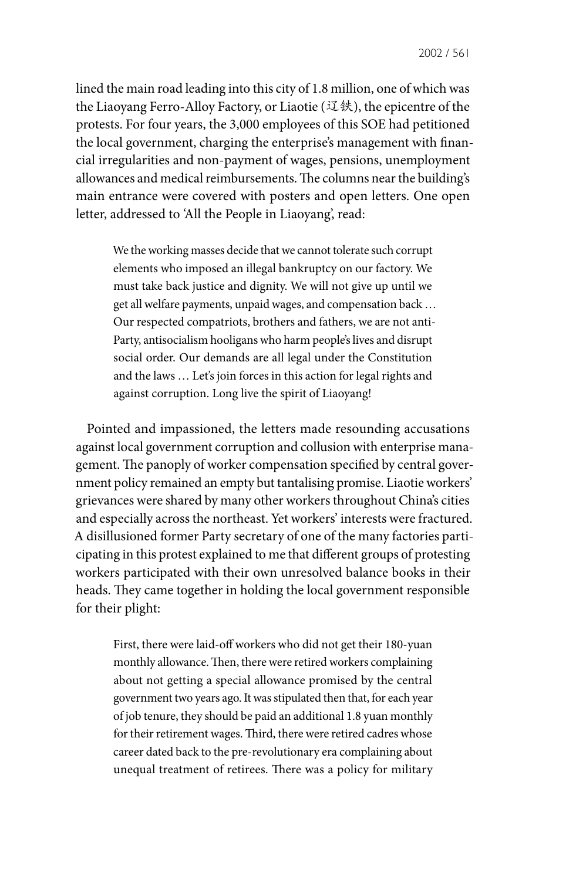lined the main road leading into this city of 1.8 million, one of which was the Liaoyang Ferro-Alloy Factory, or Liaotie (辽铁), the epicentre of the protests. For four years, the 3,000 employees of this SOE had petitioned the local government, charging the enterprise's management with financial irregularities and non-payment of wages, pensions, unemployment allowances and medical reimbursements. The columns near the building's main entrance were covered with posters and open letters. One open letter, addressed to 'All the People in Liaoyang', read:

> We the working masses decide that we cannot tolerate such corrupt elements who imposed an illegal bankruptcy on our factory. We must take back justice and dignity. We will not give up until we get all welfare payments, unpaid wages, and compensation back … Our respected compatriots, brothers and fathers, we are not anti-Party, antisocialism hooligans who harm people's lives and disrupt social order. Our demands are all legal under the Constitution and the laws … Let's join forces in this action for legal rights and against corruption. Long live the spirit of Liaoyang!

Pointed and impassioned, the letters made resounding accusations against local government corruption and collusion with enterprise management. The panoply of worker compensation specified by central government policy remained an empty but tantalising promise. Liaotie workers' grievances were shared by many other workers throughout China's cities and especially across the northeast. Yet workers' interests were fractured. A disillusioned former Party secretary of one of the many factories participating in this protest explained to me that different groups of protesting workers participated with their own unresolved balance books in their heads. They came together in holding the local government responsible for their plight:

> First, there were laid-off workers who did not get their 180-yuan monthly allowance. Then, there were retired workers complaining about not getting a special allowance promised by the central government two years ago. It was stipulated then that, for each year of job tenure, they should be paid an additional 1.8 yuan monthly for their retirement wages. Third, there were retired cadres whose career dated back to the pre-revolutionary era complaining about unequal treatment of retirees. There was a policy for military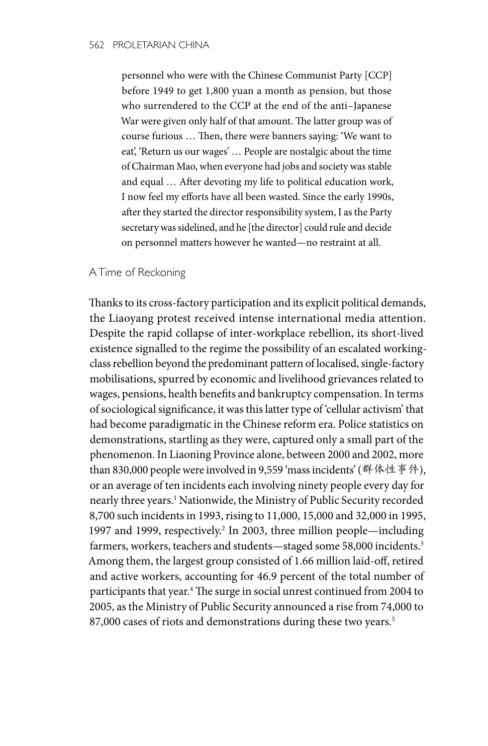> personnel who were with the Chinese Communist Party [CCP] before 1949 to get 1,800 yuan a month as pension, but those who surrendered to the CCP at the end of the anti–Japanese War were given only half of that amount. The latter group was of course furious … Then, there were banners saying: 'We want to eat', 'Return us our wages' … People are nostalgic about the time of Chairman Mao, when everyone had jobs and society was stable and equal … After devoting my life to political education work, I now feel my efforts have all been wasted. Since the early 1990s, after they started the director responsibility system, I as the Party secretary was sidelined, and he [the director] could rule and decide on personnel matters however he wanted—no restraint at all.

## A Time of Reckoning

Thanks to its cross-factory participation and its explicit political demands, the Liaoyang protest received intense international media attention. Despite the rapid collapse of inter-workplace rebellion, its short-lived existence signalled to the regime the possibility of an escalated working-class rebellion beyond the predominant pattern of localised, single-factory mobilisations, spurred by economic and livelihood grievances related to wages, pensions, health benefits and bankruptcy compensation. In terms of sociological significance, it was this latter type of 'cellular activism' that had become paradigmatic in the Chinese reform era. Police statistics on demonstrations, startling as they were, captured only a small part of the phenomenon. In Liaoning Province alone, between 2000 and 2002, more than 830,000 people were involved in 9,559 'mass incidents' (群体性事件), or an average of ten incidents each involving ninety people every day for nearly three years.[1] Nationwide, the Ministry of Public Security recorded 8,700 such incidents in 1993, rising to 11,000, 15,000 and 32,000 in 1995, 1997 and 1999, respectively.[2] In 2003, three million people—including farmers, workers, teachers and students—staged some 58,000 incidents.[3] Among them, the largest group consisted of 1.66 million laid-off, retired and active workers, accounting for 46.9 percent of the total number of participants that year.[4] The surge in social unrest continued from 2004 to 2005, as the Ministry of Public Security announced a rise from 74,000 to 87,000 cases of riots and demonstrations during these two years.[5]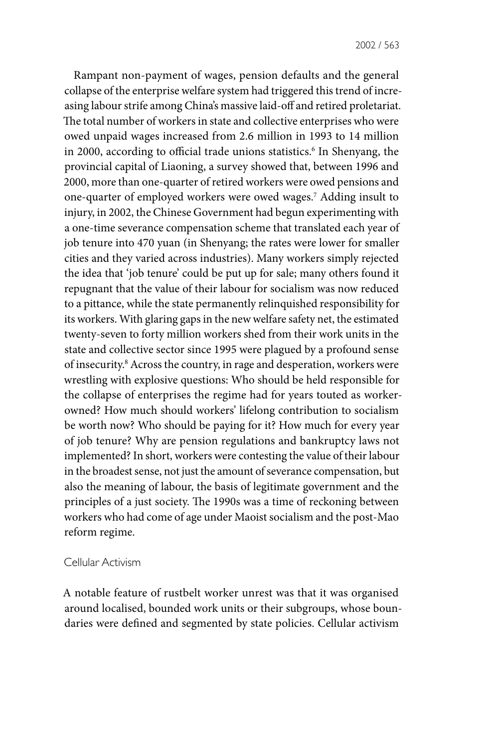Rampant non-payment of wages, pension defaults and the general collapse of the enterprise welfare system had triggered this trend of increasing labour strife among China's massive laid-off and retired proletariat. The total number of workers in state and collective enterprises who were owed unpaid wages increased from 2.6 million in 1993 to 14 million in 2000, according to official trade unions statistics.[6] In Shenyang, the provincial capital of Liaoning, a survey showed that, between 1996 and 2000, more than one-quarter of retired workers were owed pensions and one-quarter of employed workers were owed wages.[7] Adding insult to injury, in 2002, the Chinese Government had begun experimenting with a one-time severance compensation scheme that translated each year of job tenure into 470 yuan (in Shenyang; the rates were lower for smaller cities and they varied across industries). Many workers simply rejected the idea that 'job tenure' could be put up for sale; many others found it repugnant that the value of their labour for socialism was now reduced to a pittance, while the state permanently relinquished responsibility for its workers. With glaring gaps in the new welfare safety net, the estimated twenty-seven to forty million workers shed from their work units in the state and collective sector since 1995 were plagued by a profound sense of insecurity.[8] Across the country, in rage and desperation, workers were wrestling with explosive questions: Who should be held responsible for the collapse of enterprises the regime had for years touted as worker-owned? How much should workers' lifelong contribution to socialism be worth now? Who should be paying for it? How much for every year of job tenure? Why are pension regulations and bankruptcy laws not implemented? In short, workers were contesting the value of their labour in the broadest sense, not just the amount of severance compensation, but also the meaning of labour, the basis of legitimate government and the principles of a just society. The 1990s was a time of reckoning between workers who had come of age under Maoist socialism and the post-Mao reform regime.

## Cellular Activism

A notable feature of rustbelt worker unrest was that it was organised around localised, bounded work units or their subgroups, whose boundaries were defined and segmented by state policies. Cellular activism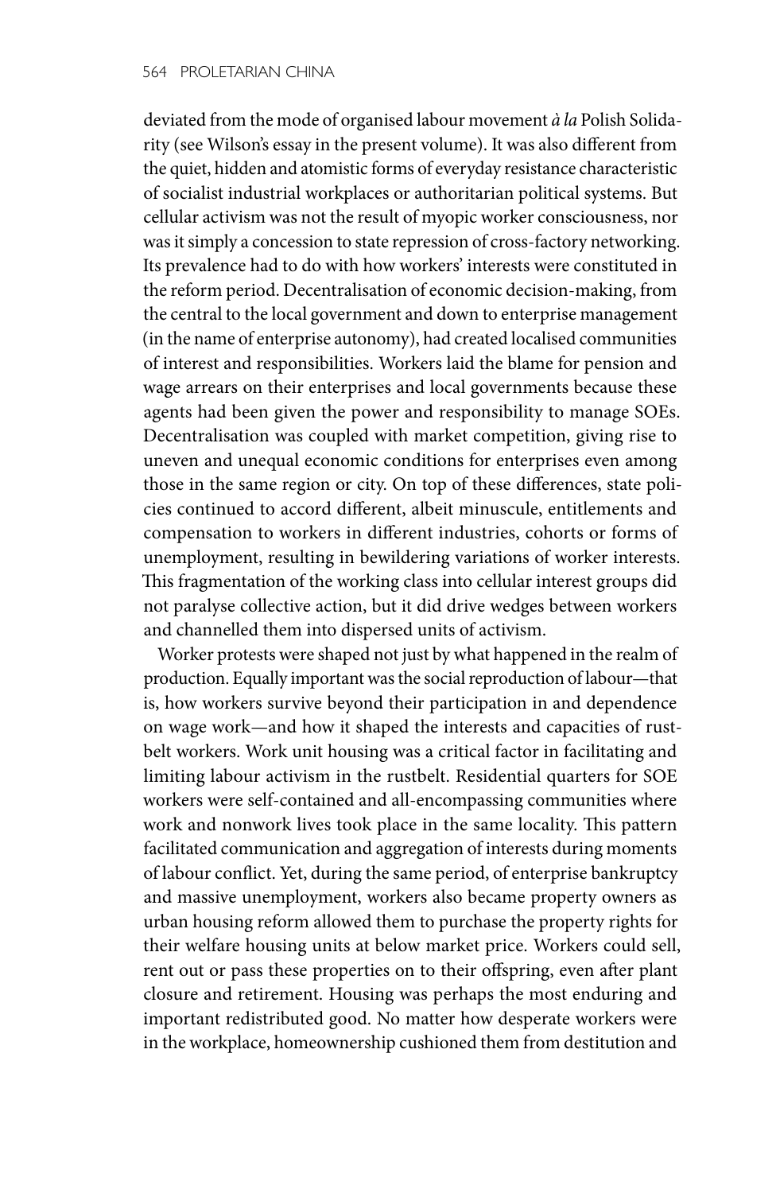deviated from the mode of organised labour movement *à la* Polish Solidarity (see Wilson's essay in the present volume). It was also different from the quiet, hidden and atomistic forms of everyday resistance characteristic of socialist industrial workplaces or authoritarian political systems. But cellular activism was not the result of myopic worker consciousness, nor was it simply a concession to state repression of cross-factory networking. Its prevalence had to do with how workers' interests were constituted in the reform period. Decentralisation of economic decision-making, from the central to the local government and down to enterprise management (in the name of enterprise autonomy), had created localised communities of interest and responsibilities. Workers laid the blame for pension and wage arrears on their enterprises and local governments because these agents had been given the power and responsibility to manage SOEs. Decentralisation was coupled with market competition, giving rise to uneven and unequal economic conditions for enterprises even among those in the same region or city. On top of these differences, state policies continued to accord different, albeit minuscule, entitlements and compensation to workers in different industries, cohorts or forms of unemployment, resulting in bewildering variations of worker interests. This fragmentation of the working class into cellular interest groups did not paralyse collective action, but it did drive wedges between workers and channelled them into dispersed units of activism.

Worker protests were shaped not just by what happened in the realm of production. Equally important was the social reproduction of labour—that is, how workers survive beyond their participation in and dependence on wage work—and how it shaped the interests and capacities of rustbelt workers. Work unit housing was a critical factor in facilitating and limiting labour activism in the rustbelt. Residential quarters for SOE workers were self-contained and all-encompassing communities where work and nonwork lives took place in the same locality. This pattern facilitated communication and aggregation of interests during moments of labour conflict. Yet, during the same period, of enterprise bankruptcy and massive unemployment, workers also became property owners as urban housing reform allowed them to purchase the property rights for their welfare housing units at below market price. Workers could sell, rent out or pass these properties on to their offspring, even after plant closure and retirement. Housing was perhaps the most enduring and important redistributed good. No matter how desperate workers were in the workplace, homeownership cushioned them from destitution and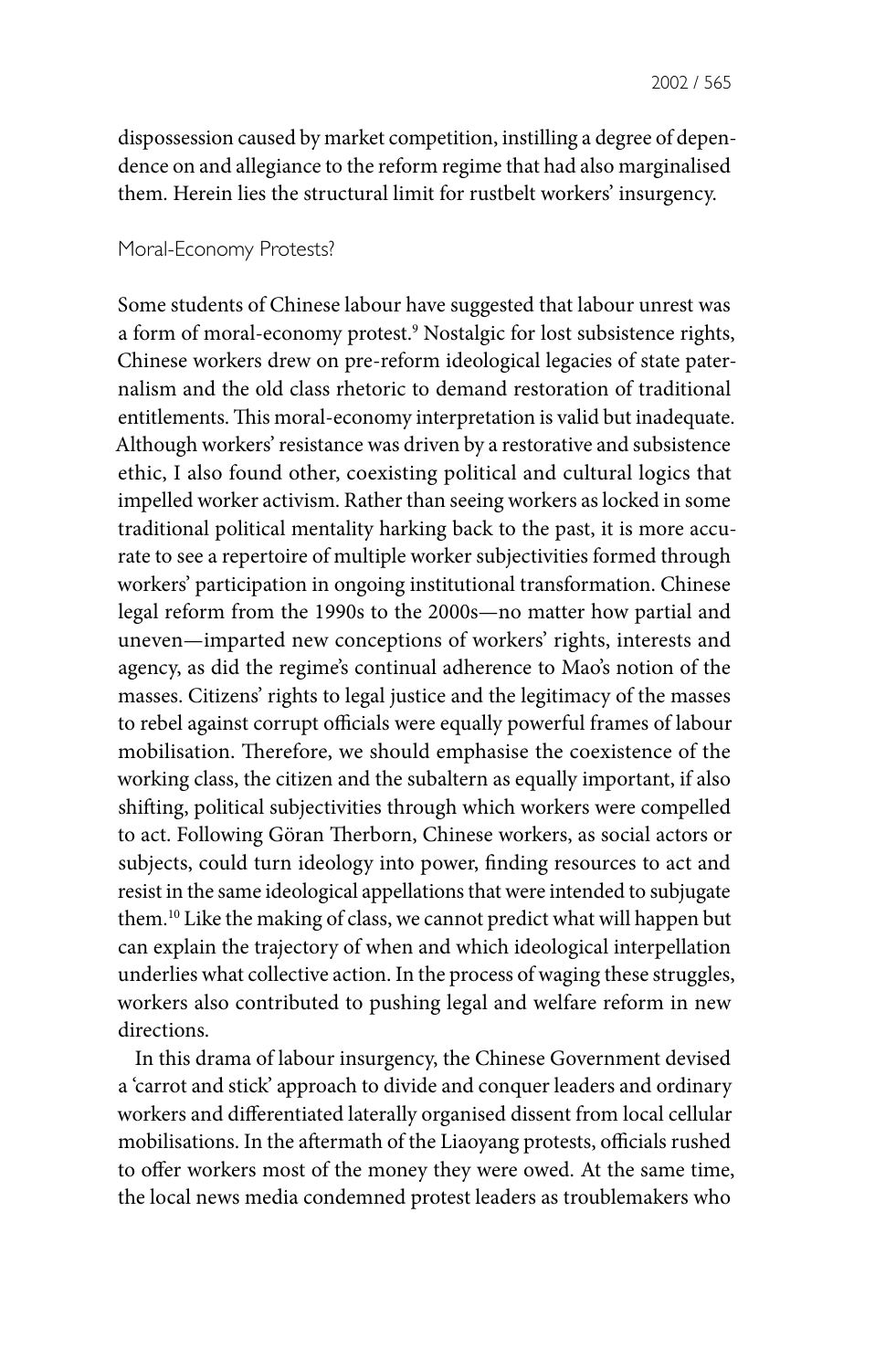dispossession caused by market competition, instilling a degree of dependence on and allegiance to the reform regime that had also marginalised them. Herein lies the structural limit for rustbelt workers' insurgency.

## Moral-Economy Protests?

Some students of Chinese labour have suggested that labour unrest was a form of moral-economy protest.[9] Nostalgic for lost subsistence rights, Chinese workers drew on pre-reform ideological legacies of state paternalism and the old class rhetoric to demand restoration of traditional entitlements. This moral-economy interpretation is valid but inadequate. Although workers' resistance was driven by a restorative and subsistence ethic, I also found other, coexisting political and cultural logics that impelled worker activism. Rather than seeing workers as locked in some traditional political mentality harking back to the past, it is more accurate to see a repertoire of multiple worker subjectivities formed through workers' participation in ongoing institutional transformation. Chinese legal reform from the 1990s to the 2000s—no matter how partial and uneven—imparted new conceptions of workers' rights, interests and agency, as did the regime's continual adherence to Mao's notion of the masses. Citizens' rights to legal justice and the legitimacy of the masses to rebel against corrupt officials were equally powerful frames of labour mobilisation. Therefore, we should emphasise the coexistence of the working class, the citizen and the subaltern as equally important, if also shifting, political subjectivities through which workers were compelled to act. Following Göran Therborn, Chinese workers, as social actors or subjects, could turn ideology into power, finding resources to act and resist in the same ideological appellations that were intended to subjugate them.[10] Like the making of class, we cannot predict what will happen but can explain the trajectory of when and which ideological interpellation underlies what collective action. In the process of waging these struggles, workers also contributed to pushing legal and welfare reform in new directions.

In this drama of labour insurgency, the Chinese Government devised a 'carrot and stick' approach to divide and conquer leaders and ordinary workers and differentiated laterally organised dissent from local cellular mobilisations. In the aftermath of the Liaoyang protests, officials rushed to offer workers most of the money they were owed. At the same time, the local news media condemned protest leaders as troublemakers who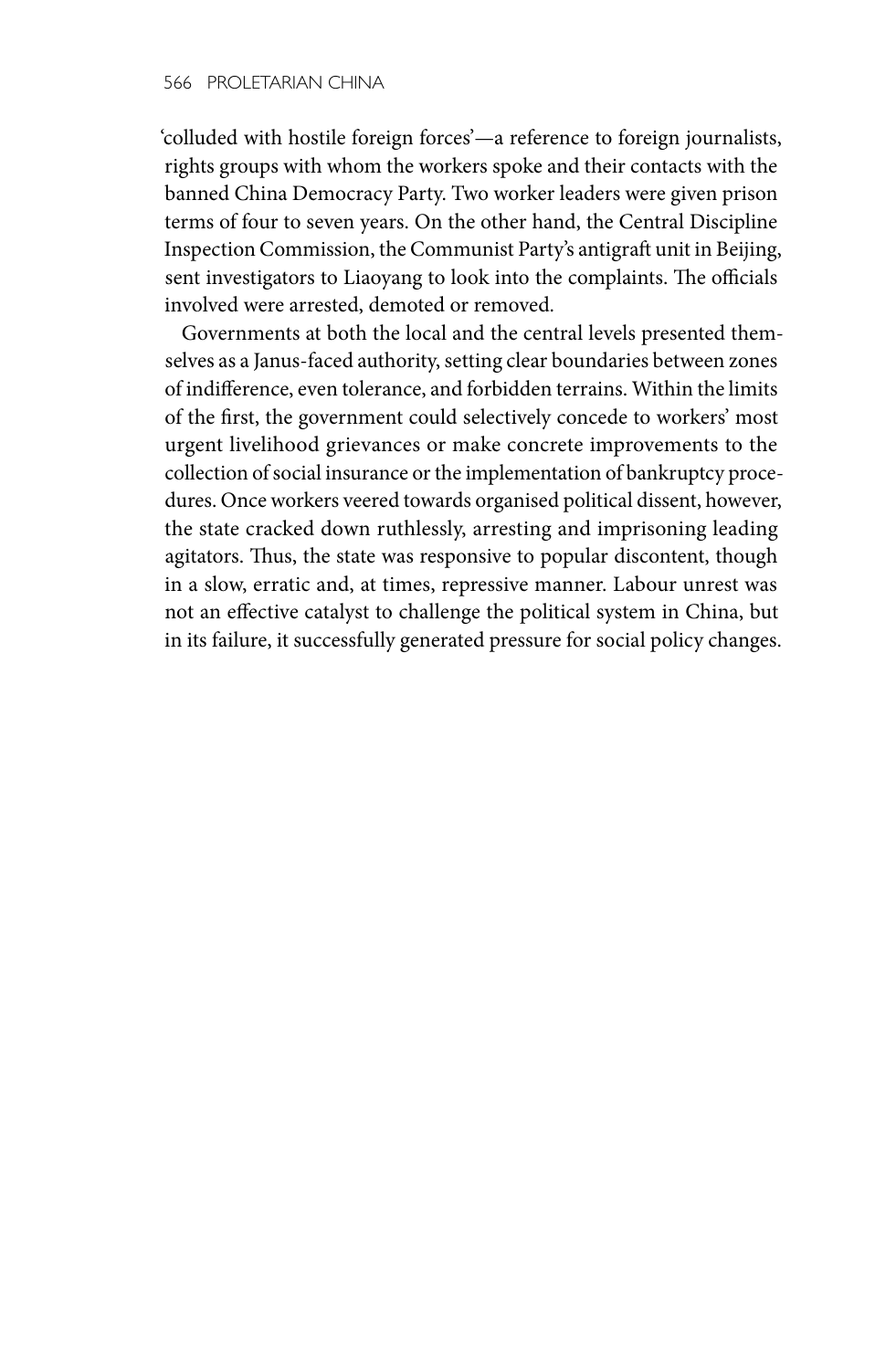'colluded with hostile foreign forces'—a reference to foreign journalists, rights groups with whom the workers spoke and their contacts with the banned China Democracy Party. Two worker leaders were given prison terms of four to seven years. On the other hand, the Central Discipline Inspection Commission, the Communist Party's antigraft unit in Beijing, sent investigators to Liaoyang to look into the complaints. The officials involved were arrested, demoted or removed.

Governments at both the local and the central levels presented themselves as a Janus-faced authority, setting clear boundaries between zones of indifference, even tolerance, and forbidden terrains. Within the limits of the first, the government could selectively concede to workers' most urgent livelihood grievances or make concrete improvements to the collection of social insurance or the implementation of bankruptcy procedures. Once workers veered towards organised political dissent, however, the state cracked down ruthlessly, arresting and imprisoning leading agitators. Thus, the state was responsive to popular discontent, though in a slow, erratic and, at times, repressive manner. Labour unrest was not an effective catalyst to challenge the political system in China, but in its failure, it successfully generated pressure for social policy changes.